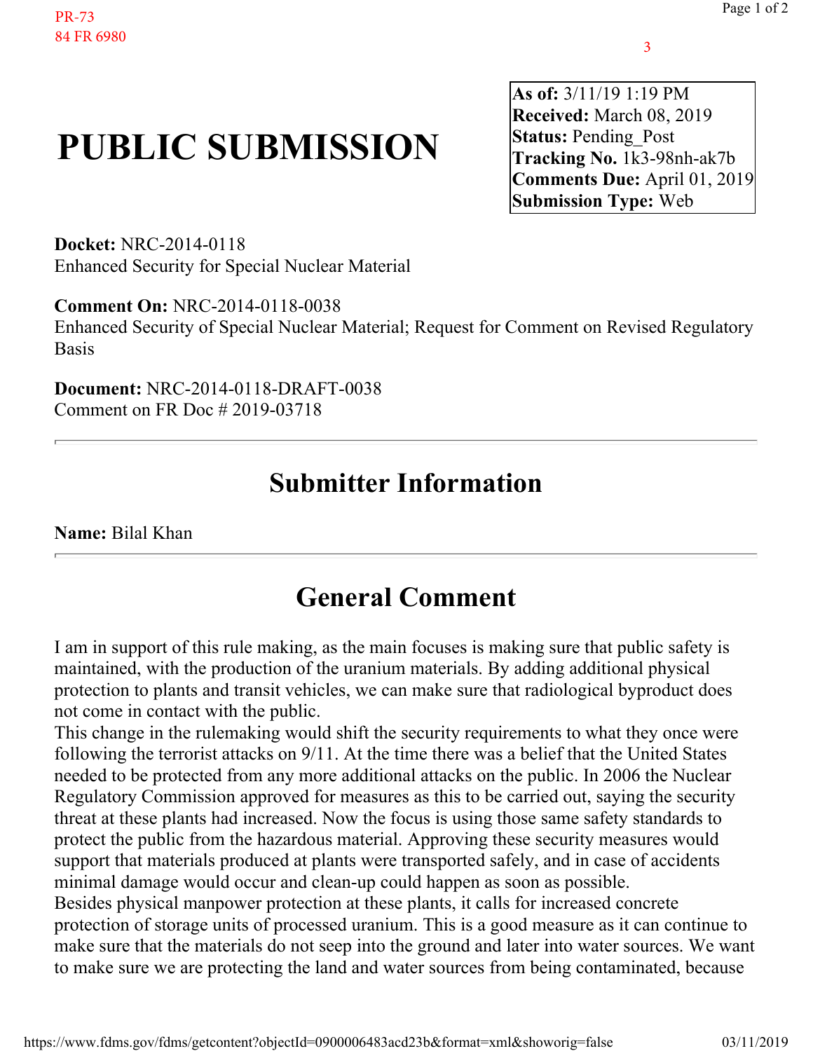PR-73
84 FR 6980

3

# PUBLIC SUBMISSION

**As of:** 3/11/19 1:19 PM
**Received:** March 08, 2019
**Status:** Pending_Post
**Tracking No.** 1k3-98nh-ak7b
**Comments Due:** April 01, 2019
**Submission Type:** Web

**Docket:** NRC-2014-0118
Enhanced Security for Special Nuclear Material

**Comment On:** NRC-2014-0118-0038
Enhanced Security of Special Nuclear Material; Request for Comment on Revised Regulatory Basis

**Document:** NRC-2014-0118-DRAFT-0038
Comment on FR Doc # 2019-03718

---

## Submitter Information

**Name:** Bilal Khan

---

## General Comment

I am in support of this rule making, as the main focuses is making sure that public safety is maintained, with the production of the uranium materials. By adding additional physical protection to plants and transit vehicles, we can make sure that radiological byproduct does not come in contact with the public.
This change in the rulemaking would shift the security requirements to what they once were following the terrorist attacks on 9/11. At the time there was a belief that the United States needed to be protected from any more additional attacks on the public. In 2006 the Nuclear Regulatory Commission approved for measures as this to be carried out, saying the security threat at these plants had increased. Now the focus is using those same safety standards to protect the public from the hazardous material. Approving these security measures would support that materials produced at plants were transported safely, and in case of accidents minimal damage would occur and clean-up could happen as soon as possible.
Besides physical manpower protection at these plants, it calls for increased concrete protection of storage units of processed uranium. This is a good measure as it can continue to make sure that the materials do not seep into the ground and later into water sources. We want to make sure we are protecting the land and water sources from being contaminated, because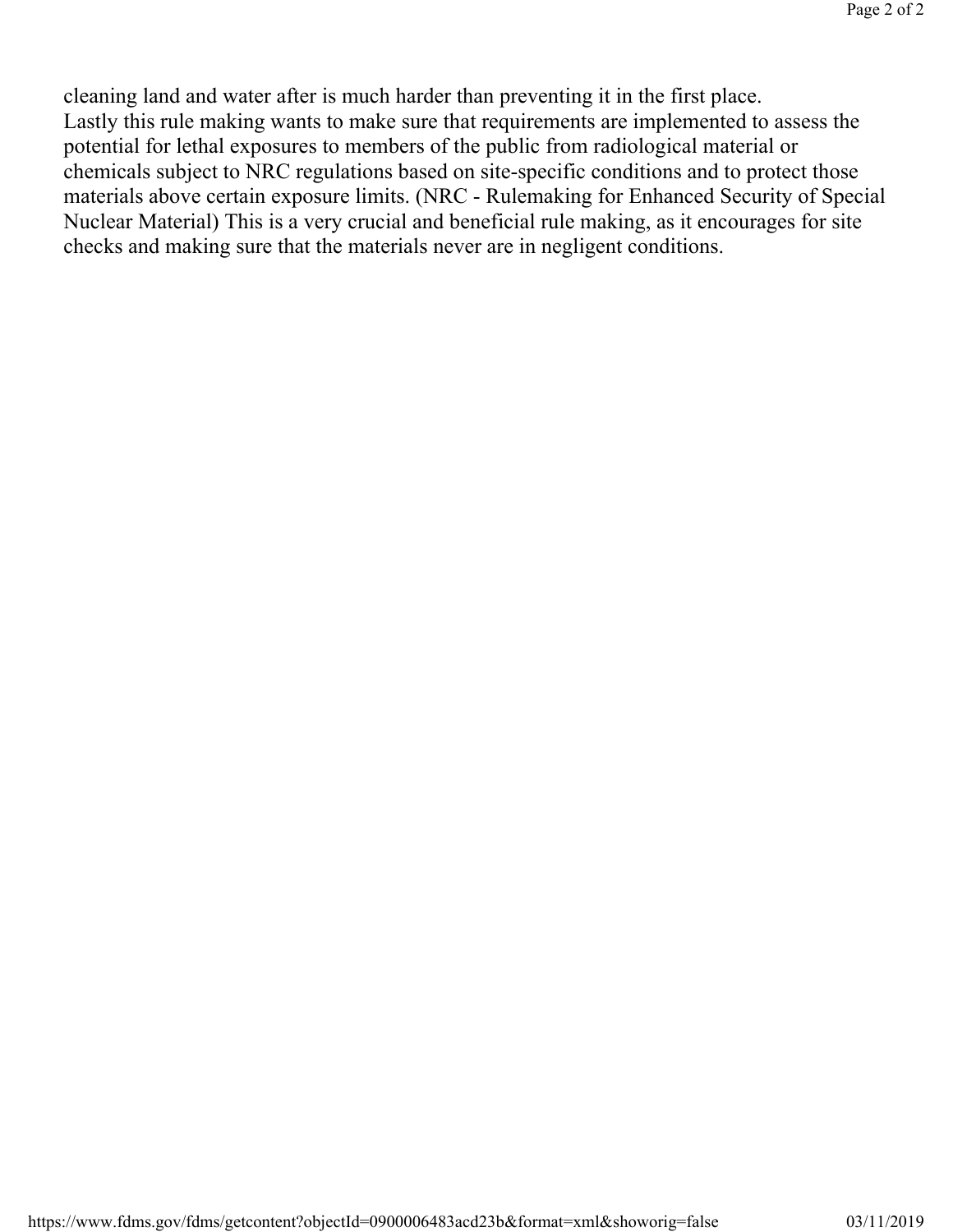cleaning land and water after is much harder than preventing it in the first place.
Lastly this rule making wants to make sure that requirements are implemented to assess the potential for lethal exposures to members of the public from radiological material or chemicals subject to NRC regulations based on site-specific conditions and to protect those materials above certain exposure limits. (NRC - Rulemaking for Enhanced Security of Special Nuclear Material) This is a very crucial and beneficial rule making, as it encourages for site checks and making sure that the materials never are in negligent conditions.